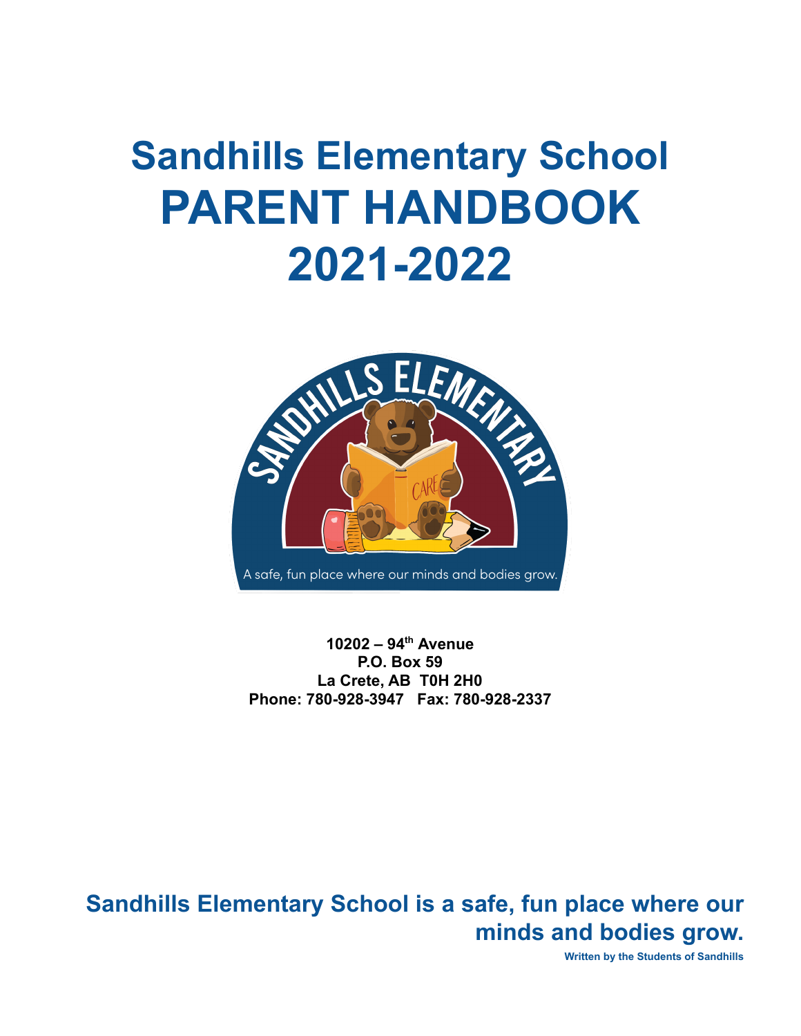# Sandhills Elementary School
# PARENT HANDBOOK
# 2021-2022

**10202 – 94th Avenue**
**P.O. Box 59**
**La Crete, AB T0H 2H0**
**Phone: 780-928-3947 Fax: 780-928-2337**

## Sandhills Elementary School is a safe, fun place where our minds and bodies grow.

**Written by the Students of Sandhills**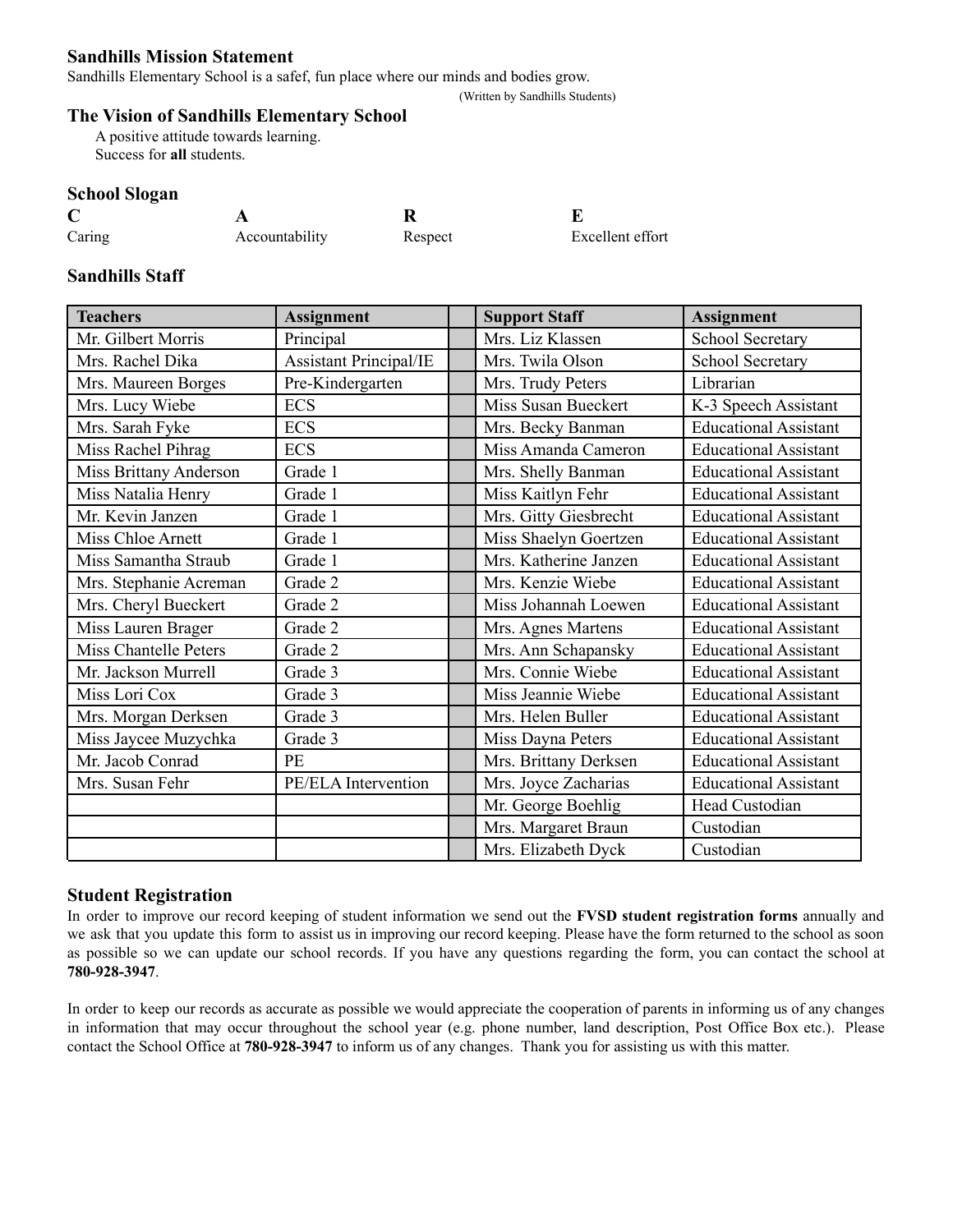### Sandhills Mission Statement

Sandhills Elementary School is a safef, fun place where our minds and bodies grow.

(Written by Sandhills Students)

### The Vision of Sandhills Elementary School

A positive attitude towards learning.
Success for **all** students.

### School Slogan

| **C** | **A** | **R** | **E** |
|---|---|---|---|
| Caring | Accountability | Respect | Excellent effort |

### Sandhills Staff

| Teachers | Assignment | | Support Staff | Assignment |
|---|---|---|---|---|
| Mr. Gilbert Morris | Principal | | Mrs. Liz Klassen | School Secretary |
| Mrs. Rachel Dika | Assistant Principal/IE | | Mrs. Twila Olson | School Secretary |
| Mrs. Maureen Borges | Pre-Kindergarten | | Mrs. Trudy Peters | Librarian |
| Mrs. Lucy Wiebe | ECS | | Miss Susan Bueckert | K-3 Speech Assistant |
| Mrs. Sarah Fyke | ECS | | Mrs. Becky Banman | Educational Assistant |
| Miss Rachel Pihrag | ECS | | Miss Amanda Cameron | Educational Assistant |
| Miss Brittany Anderson | Grade 1 | | Mrs. Shelly Banman | Educational Assistant |
| Miss Natalia Henry | Grade 1 | | Miss Kaitlyn Fehr | Educational Assistant |
| Mr. Kevin Janzen | Grade 1 | | Mrs. Gitty Giesbrecht | Educational Assistant |
| Miss Chloe Arnett | Grade 1 | | Miss Shaelyn Goertzen | Educational Assistant |
| Miss Samantha Straub | Grade 1 | | Mrs. Katherine Janzen | Educational Assistant |
| Mrs. Stephanie Acreman | Grade 2 | | Mrs. Kenzie Wiebe | Educational Assistant |
| Mrs. Cheryl Bueckert | Grade 2 | | Miss Johannah Loewen | Educational Assistant |
| Miss Lauren Brager | Grade 2 | | Mrs. Agnes Martens | Educational Assistant |
| Miss Chantelle Peters | Grade 2 | | Mrs. Ann Schapansky | Educational Assistant |
| Mr. Jackson Murrell | Grade 3 | | Mrs. Connie Wiebe | Educational Assistant |
| Miss Lori Cox | Grade 3 | | Miss Jeannie Wiebe | Educational Assistant |
| Mrs. Morgan Derksen | Grade 3 | | Mrs. Helen Buller | Educational Assistant |
| Miss Jaycee Muzychka | Grade 3 | | Miss Dayna Peters | Educational Assistant |
| Mr. Jacob Conrad | PE | | Mrs. Brittany Derksen | Educational Assistant |
| Mrs. Susan Fehr | PE/ELA Intervention | | Mrs. Joyce Zacharias | Educational Assistant |
| | | | Mr. George Boehlig | Head Custodian |
| | | | Mrs. Margaret Braun | Custodian |
| | | | Mrs. Elizabeth Dyck | Custodian |

### Student Registration

In order to improve our record keeping of student information we send out the **FVSD student registration forms** annually and we ask that you update this form to assist us in improving our record keeping. Please have the form returned to the school as soon as possible so we can update our school records. If you have any questions regarding the form, you can contact the school at **780-928-3947**.

In order to keep our records as accurate as possible we would appreciate the cooperation of parents in informing us of any changes in information that may occur throughout the school year (e.g. phone number, land description, Post Office Box etc.). Please contact the School Office at **780-928-3947** to inform us of any changes. Thank you for assisting us with this matter.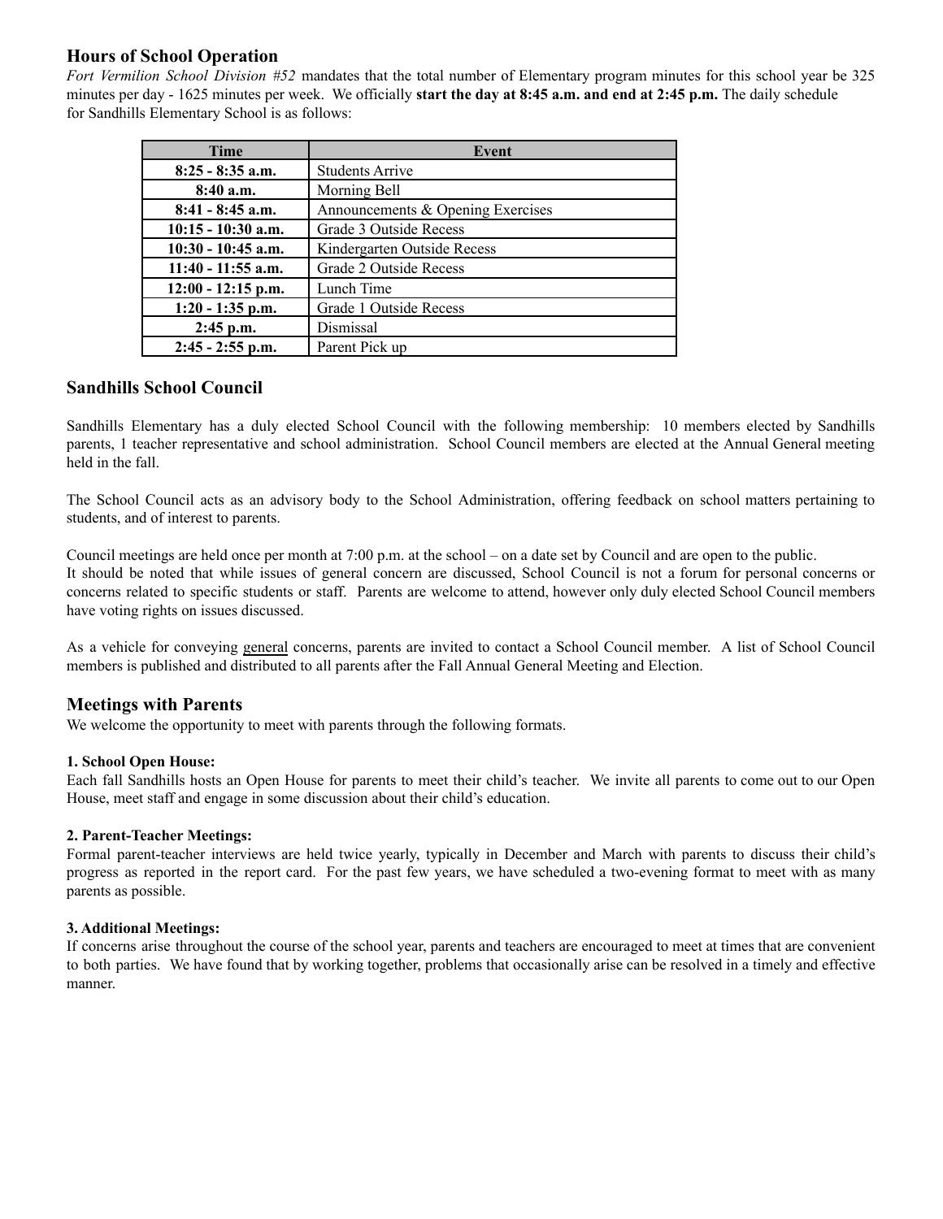## Hours of School Operation

*Fort Vermilion School Division #52* mandates that the total number of Elementary program minutes for this school year be 325 minutes per day - 1625 minutes per week. We officially **start the day at 8:45 a.m. and end at 2:45 p.m.** The daily schedule for Sandhills Elementary School is as follows:

| Time | Event |
|---|---|
| **8:25 - 8:35 a.m.** | Students Arrive |
| **8:40 a.m.** | Morning Bell |
| **8:41 - 8:45 a.m.** | Announcements & Opening Exercises |
| **10:15 - 10:30 a.m.** | Grade 3 Outside Recess |
| **10:30 - 10:45 a.m.** | Kindergarten Outside Recess |
| **11:40 - 11:55 a.m.** | Grade 2 Outside Recess |
| **12:00 - 12:15 p.m.** | Lunch Time |
| **1:20 - 1:35 p.m.** | Grade 1 Outside Recess |
| **2:45 p.m.** | Dismissal |
| **2:45 - 2:55 p.m.** | Parent Pick up |

## Sandhills School Council

Sandhills Elementary has a duly elected School Council with the following membership: 10 members elected by Sandhills parents, 1 teacher representative and school administration. School Council members are elected at the Annual General meeting held in the fall.

The School Council acts as an advisory body to the School Administration, offering feedback on school matters pertaining to students, and of interest to parents.

Council meetings are held once per month at 7:00 p.m. at the school – on a date set by Council and are open to the public.
It should be noted that while issues of general concern are discussed, School Council is not a forum for personal concerns or concerns related to specific students or staff. Parents are welcome to attend, however only duly elected School Council members have voting rights on issues discussed.

As a vehicle for conveying general concerns, parents are invited to contact a School Council member. A list of School Council members is published and distributed to all parents after the Fall Annual General Meeting and Election.

## Meetings with Parents

We welcome the opportunity to meet with parents through the following formats.

**1. School Open House:**
Each fall Sandhills hosts an Open House for parents to meet their child's teacher. We invite all parents to come out to our Open House, meet staff and engage in some discussion about their child's education.

**2. Parent-Teacher Meetings:**
Formal parent-teacher interviews are held twice yearly, typically in December and March with parents to discuss their child's progress as reported in the report card. For the past few years, we have scheduled a two-evening format to meet with as many parents as possible.

**3. Additional Meetings:**
If concerns arise throughout the course of the school year, parents and teachers are encouraged to meet at times that are convenient to both parties. We have found that by working together, problems that occasionally arise can be resolved in a timely and effective manner.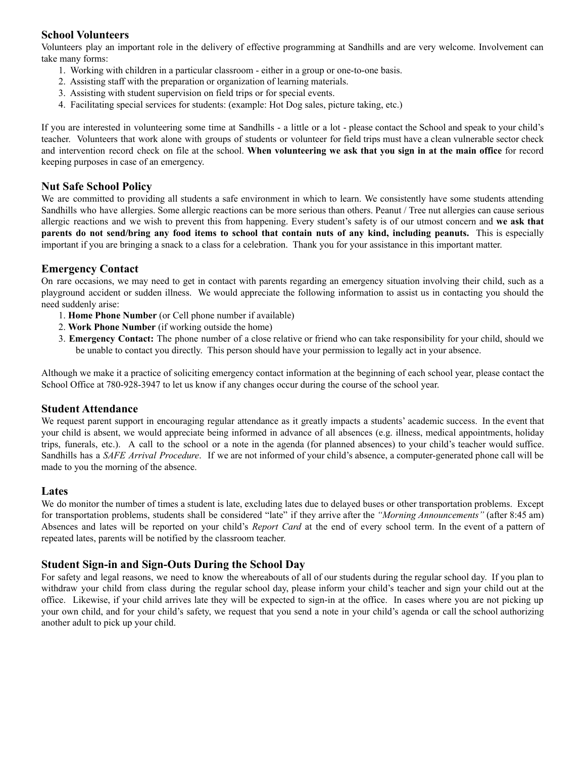## School Volunteers

Volunteers play an important role in the delivery of effective programming at Sandhills and are very welcome. Involvement can take many forms:

1. Working with children in a particular classroom - either in a group or one-to-one basis.
2. Assisting staff with the preparation or organization of learning materials.
3. Assisting with student supervision on field trips or for special events.
4. Facilitating special services for students: (example: Hot Dog sales, picture taking, etc.)

If you are interested in volunteering some time at Sandhills - a little or a lot - please contact the School and speak to your child's teacher. Volunteers that work alone with groups of students or volunteer for field trips must have a clean vulnerable sector check and intervention record check on file at the school. **When volunteering we ask that you sign in at the main office** for record keeping purposes in case of an emergency.

## Nut Safe School Policy

We are committed to providing all students a safe environment in which to learn. We consistently have some students attending Sandhills who have allergies. Some allergic reactions can be more serious than others. Peanut / Tree nut allergies can cause serious allergic reactions and we wish to prevent this from happening. Every student's safety is of our utmost concern and **we ask that parents do not send/bring any food items to school that contain nuts of any kind, including peanuts.** This is especially important if you are bringing a snack to a class for a celebration. Thank you for your assistance in this important matter.

## Emergency Contact

On rare occasions, we may need to get in contact with parents regarding an emergency situation involving their child, such as a playground accident or sudden illness. We would appreciate the following information to assist us in contacting you should the need suddenly arise:

1. **Home Phone Number** (or Cell phone number if available)
2. **Work Phone Number** (if working outside the home)
3. **Emergency Contact:** The phone number of a close relative or friend who can take responsibility for your child, should we be unable to contact you directly. This person should have your permission to legally act in your absence.

Although we make it a practice of soliciting emergency contact information at the beginning of each school year, please contact the School Office at 780-928-3947 to let us know if any changes occur during the course of the school year.

## Student Attendance

We request parent support in encouraging regular attendance as it greatly impacts a students' academic success. In the event that your child is absent, we would appreciate being informed in advance of all absences (e.g. illness, medical appointments, holiday trips, funerals, etc.). A call to the school or a note in the agenda (for planned absences) to your child's teacher would suffice. Sandhills has a *SAFE Arrival Procedure*. If we are not informed of your child's absence, a computer-generated phone call will be made to you the morning of the absence.

## Lates

We do monitor the number of times a student is late, excluding lates due to delayed buses or other transportation problems. Except for transportation problems, students shall be considered "late" if they arrive after the *"Morning Announcements"* (after 8:45 am) Absences and lates will be reported on your child's *Report Card* at the end of every school term. In the event of a pattern of repeated lates, parents will be notified by the classroom teacher.

## Student Sign-in and Sign-Outs During the School Day

For safety and legal reasons, we need to know the whereabouts of all of our students during the regular school day. If you plan to withdraw your child from class during the regular school day, please inform your child's teacher and sign your child out at the office. Likewise, if your child arrives late they will be expected to sign-in at the office. In cases where you are not picking up your own child, and for your child's safety, we request that you send a note in your child's agenda or call the school authorizing another adult to pick up your child.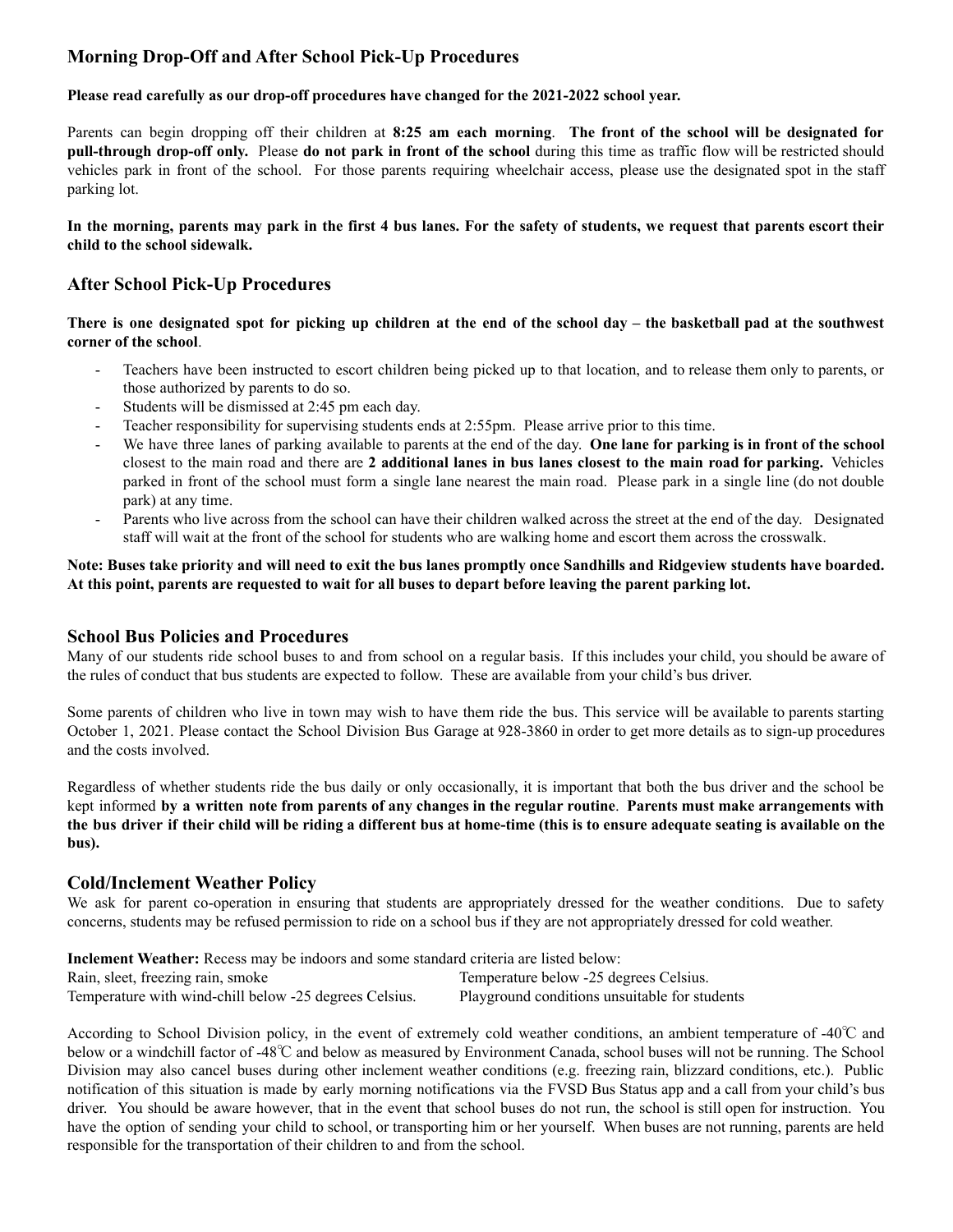## Morning Drop-Off and After School Pick-Up Procedures

**Please read carefully as our drop-off procedures have changed for the 2021-2022 school year.**

Parents can begin dropping off their children at **8:25 am each morning**. **The front of the school will be designated for pull-through drop-off only.** Please **do not park in front of the school** during this time as traffic flow will be restricted should vehicles park in front of the school. For those parents requiring wheelchair access, please use the designated spot in the staff parking lot.

**In the morning, parents may park in the first 4 bus lanes. For the safety of students, we request that parents escort their child to the school sidewalk.**

## After School Pick-Up Procedures

**There is one designated spot for picking up children at the end of the school day – the basketball pad at the southwest corner of the school**.

- Teachers have been instructed to escort children being picked up to that location, and to release them only to parents, or those authorized by parents to do so.
- Students will be dismissed at 2:45 pm each day.
- Teacher responsibility for supervising students ends at 2:55pm. Please arrive prior to this time.
- We have three lanes of parking available to parents at the end of the day. **One lane for parking is in front of the school** closest to the main road and there are **2 additional lanes in bus lanes closest to the main road for parking.** Vehicles parked in front of the school must form a single lane nearest the main road. Please park in a single line (do not double park) at any time.
- Parents who live across from the school can have their children walked across the street at the end of the day. Designated staff will wait at the front of the school for students who are walking home and escort them across the crosswalk.

**Note: Buses take priority and will need to exit the bus lanes promptly once Sandhills and Ridgeview students have boarded. At this point, parents are requested to wait for all buses to depart before leaving the parent parking lot.**

## School Bus Policies and Procedures

Many of our students ride school buses to and from school on a regular basis. If this includes your child, you should be aware of the rules of conduct that bus students are expected to follow. These are available from your child's bus driver.

Some parents of children who live in town may wish to have them ride the bus. This service will be available to parents starting October 1, 2021. Please contact the School Division Bus Garage at 928-3860 in order to get more details as to sign-up procedures and the costs involved.

Regardless of whether students ride the bus daily or only occasionally, it is important that both the bus driver and the school be kept informed **by a written note from parents of any changes in the regular routine**. **Parents must make arrangements with the bus driver if their child will be riding a different bus at home-time (this is to ensure adequate seating is available on the bus).**

## Cold/Inclement Weather Policy

We ask for parent co-operation in ensuring that students are appropriately dressed for the weather conditions. Due to safety concerns, students may be refused permission to ride on a school bus if they are not appropriately dressed for cold weather.

**Inclement Weather:** Recess may be indoors and some standard criteria are listed below:

| | |
|---|---|
| Rain, sleet, freezing rain, smoke | Temperature below -25 degrees Celsius. |
| Temperature with wind-chill below -25 degrees Celsius. | Playground conditions unsuitable for students |

According to School Division policy, in the event of extremely cold weather conditions, an ambient temperature of -40℃ and below or a windchill factor of -48℃ and below as measured by Environment Canada, school buses will not be running. The School Division may also cancel buses during other inclement weather conditions (e.g. freezing rain, blizzard conditions, etc.). Public notification of this situation is made by early morning notifications via the FVSD Bus Status app and a call from your child's bus driver. You should be aware however, that in the event that school buses do not run, the school is still open for instruction. You have the option of sending your child to school, or transporting him or her yourself. When buses are not running, parents are held responsible for the transportation of their children to and from the school.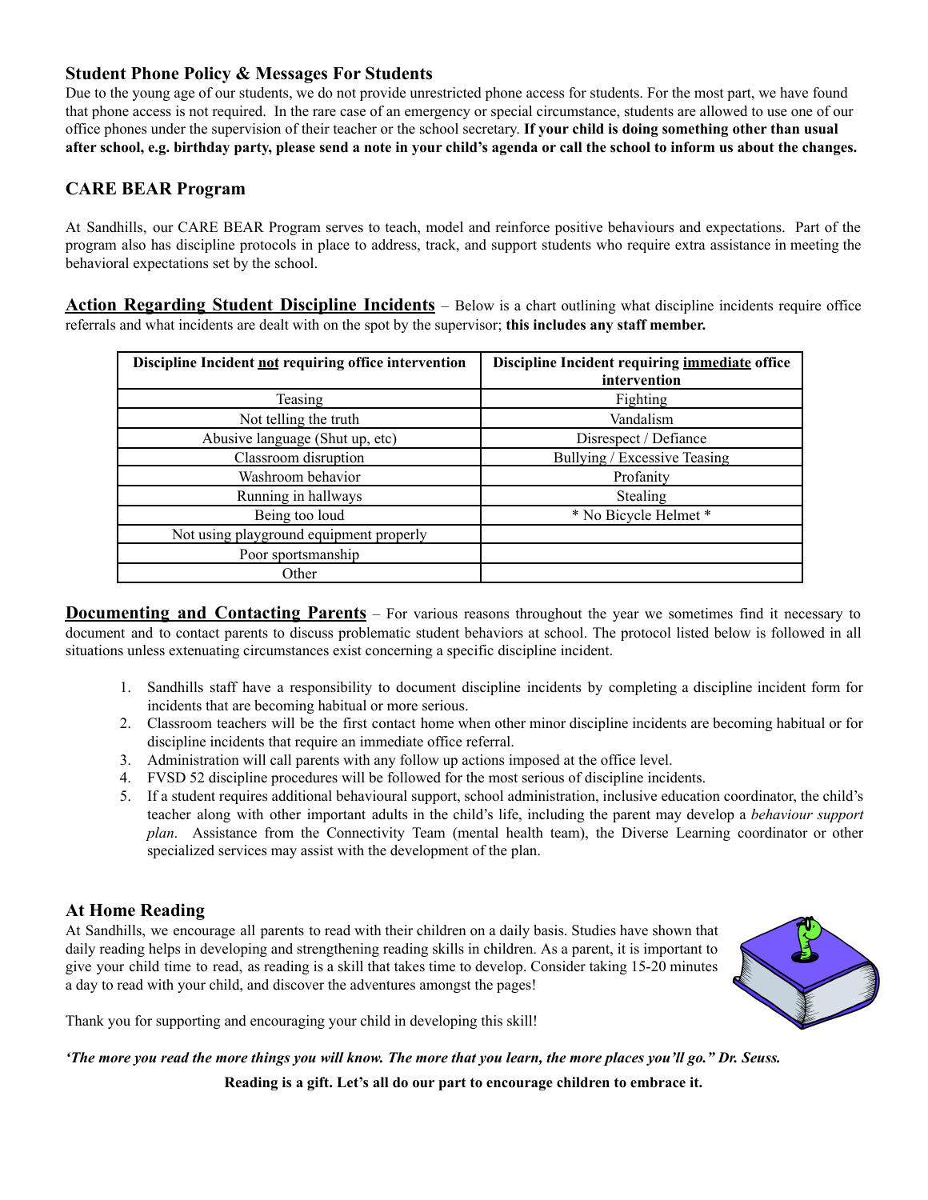### Student Phone Policy & Messages For Students

Due to the young age of our students, we do not provide unrestricted phone access for students. For the most part, we have found that phone access is not required. In the rare case of an emergency or special circumstance, students are allowed to use one of our office phones under the supervision of their teacher or the school secretary. **If your child is doing something other than usual after school, e.g. birthday party, please send a note in your child's agenda or call the school to inform us about the changes.**

### CARE BEAR Program

At Sandhills, our CARE BEAR Program serves to teach, model and reinforce positive behaviours and expectations. Part of the program also has discipline protocols in place to address, track, and support students who require extra assistance in meeting the behavioral expectations set by the school.

**Action Regarding Student Discipline Incidents** – Below is a chart outlining what discipline incidents require office referrals and what incidents are dealt with on the spot by the supervisor; **this includes any staff member.**

| Discipline Incident not requiring office intervention | Discipline Incident requiring immediate office intervention |
|---|---|
| Teasing | Fighting |
| Not telling the truth | Vandalism |
| Abusive language (Shut up, etc) | Disrespect / Defiance |
| Classroom disruption | Bullying / Excessive Teasing |
| Washroom behavior | Profanity |
| Running in hallways | Stealing |
| Being too loud | * No Bicycle Helmet * |
| Not using playground equipment properly | |
| Poor sportsmanship | |
| Other | |

**Documenting and Contacting Parents** – For various reasons throughout the year we sometimes find it necessary to document and to contact parents to discuss problematic student behaviors at school. The protocol listed below is followed in all situations unless extenuating circumstances exist concerning a specific discipline incident.

1. Sandhills staff have a responsibility to document discipline incidents by completing a discipline incident form for incidents that are becoming habitual or more serious.
2. Classroom teachers will be the first contact home when other minor discipline incidents are becoming habitual or for discipline incidents that require an immediate office referral.
3. Administration will call parents with any follow up actions imposed at the office level.
4. FVSD 52 discipline procedures will be followed for the most serious of discipline incidents.
5. If a student requires additional behavioural support, school administration, inclusive education coordinator, the child's teacher along with other important adults in the child's life, including the parent may develop a *behaviour support plan*. Assistance from the Connectivity Team (mental health team), the Diverse Learning coordinator or other specialized services may assist with the development of the plan.

### At Home Reading

At Sandhills, we encourage all parents to read with their children on a daily basis. Studies have shown that daily reading helps in developing and strengthening reading skills in children. As a parent, it is important to give your child time to read, as reading is a skill that takes time to develop. Consider taking 15-20 minutes a day to read with your child, and discover the adventures amongst the pages!

Thank you for supporting and encouraging your child in developing this skill!

***'The more you read the more things you will know. The more that you learn, the more places you'll go." Dr. Seuss.***

**Reading is a gift. Let's all do our part to encourage children to embrace it.**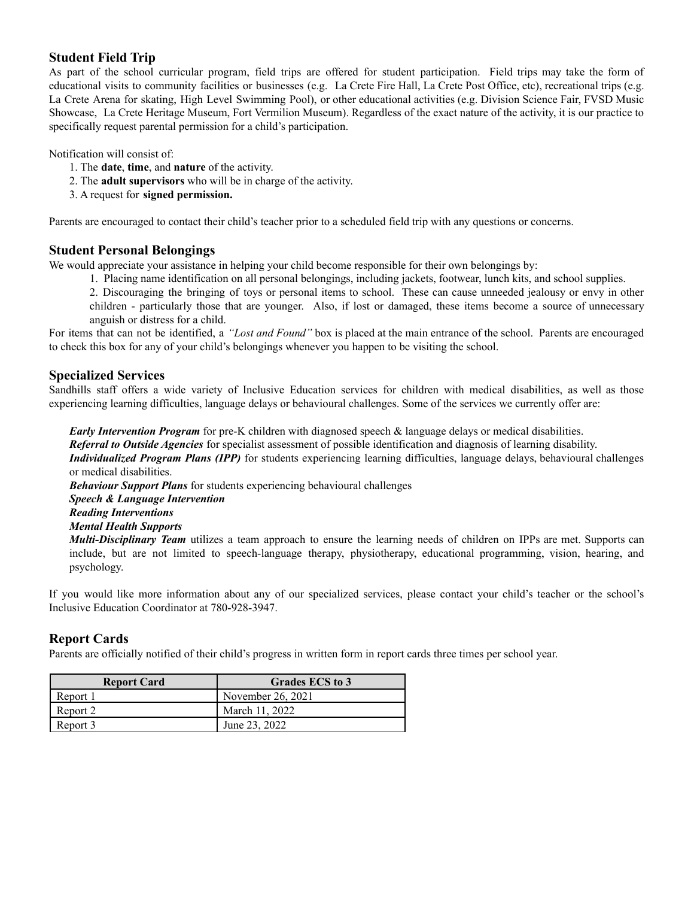## Student Field Trip

As part of the school curricular program, field trips are offered for student participation. Field trips may take the form of educational visits to community facilities or businesses (e.g. La Crete Fire Hall, La Crete Post Office, etc), recreational trips (e.g. La Crete Arena for skating, High Level Swimming Pool), or other educational activities (e.g. Division Science Fair, FVSD Music Showcase, La Crete Heritage Museum, Fort Vermilion Museum). Regardless of the exact nature of the activity, it is our practice to specifically request parental permission for a child's participation.

Notification will consist of:

1. The **date**, **time**, and **nature** of the activity.
2. The **adult supervisors** who will be in charge of the activity.
3. A request for **signed permission.**

Parents are encouraged to contact their child's teacher prior to a scheduled field trip with any questions or concerns.

## Student Personal Belongings

We would appreciate your assistance in helping your child become responsible for their own belongings by:

1. Placing name identification on all personal belongings, including jackets, footwear, lunch kits, and school supplies.
2. Discouraging the bringing of toys or personal items to school. These can cause unneeded jealousy or envy in other children - particularly those that are younger. Also, if lost or damaged, these items become a source of unnecessary anguish or distress for a child.

For items that can not be identified, a *"Lost and Found"* box is placed at the main entrance of the school. Parents are encouraged to check this box for any of your child's belongings whenever you happen to be visiting the school.

## Specialized Services

Sandhills staff offers a wide variety of Inclusive Education services for children with medical disabilities, as well as those experiencing learning difficulties, language delays or behavioural challenges. Some of the services we currently offer are:

***Early Intervention Program*** for pre-K children with diagnosed speech & language delays or medical disabilities.
***Referral to Outside Agencies*** for specialist assessment of possible identification and diagnosis of learning disability.
***Individualized Program Plans (IPP)*** for students experiencing learning difficulties, language delays, behavioural challenges or medical disabilities.
***Behaviour Support Plans*** for students experiencing behavioural challenges
***Speech & Language Intervention***
***Reading Interventions***
***Mental Health Supports***
***Multi-Disciplinary Team*** utilizes a team approach to ensure the learning needs of children on IPPs are met. Supports can include, but are not limited to speech-language therapy, physiotherapy, educational programming, vision, hearing, and psychology.

If you would like more information about any of our specialized services, please contact your child's teacher or the school's Inclusive Education Coordinator at 780-928-3947.

## Report Cards

Parents are officially notified of their child's progress in written form in report cards three times per school year.

| Report Card | Grades ECS to 3 |
|---|---|
| Report 1 | November 26, 2021 |
| Report 2 | March 11, 2022 |
| Report 3 | June 23, 2022 |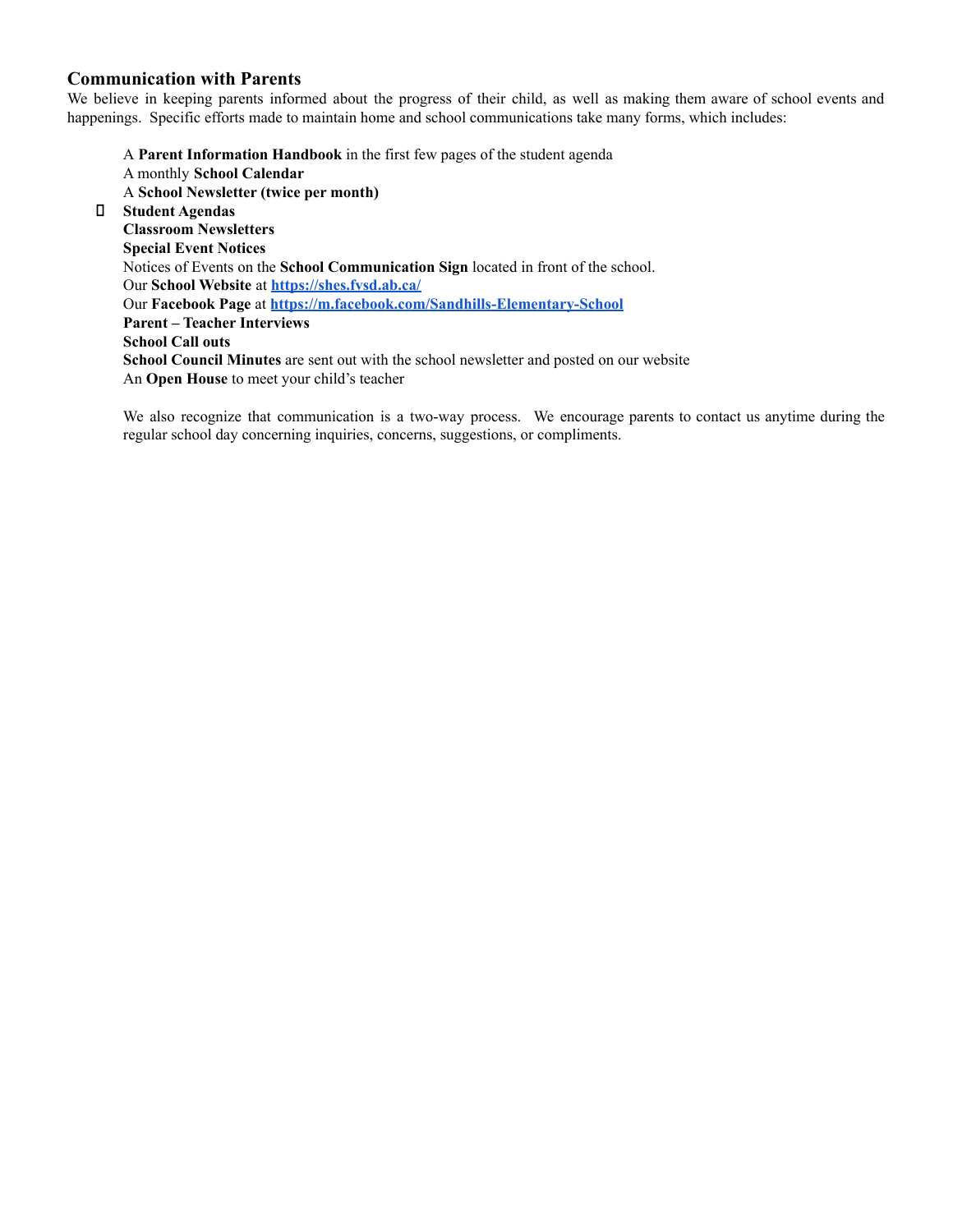## Communication with Parents

We believe in keeping parents informed about the progress of their child, as well as making them aware of school events and happenings. Specific efforts made to maintain home and school communications take many forms, which includes:

- A **Parent Information Handbook** in the first few pages of the student agenda
- A monthly **School Calendar**
- A **School Newsletter (twice per month)**
- **Student Agendas**
- **Classroom Newsletters**
- **Special Event Notices**
- Notices of Events on the **School Communication Sign** located in front of the school.
- Our **School Website** at **https://shes.fvsd.ab.ca/**
- Our **Facebook Page** at **https://m.facebook.com/Sandhills-Elementary-School**
- **Parent – Teacher Interviews**
- **School Call outs**
- **School Council Minutes** are sent out with the school newsletter and posted on our website
- An **Open House** to meet your child's teacher

We also recognize that communication is a two-way process. We encourage parents to contact us anytime during the regular school day concerning inquiries, concerns, suggestions, or compliments.